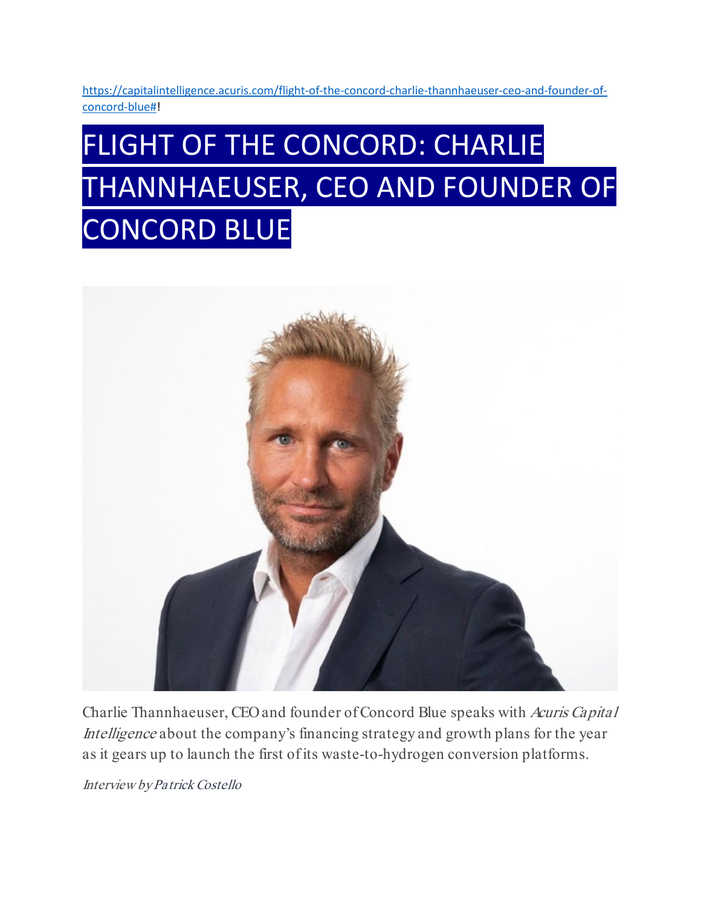https://capitalintelligence.acuris.com/flight-of-the-concord-charlie-thannhaeuser-ceo-and-founder-of-concord-blue#!

# FLIGHT OF THE CONCORD: CHARLIE THANNHAEUSER, CEO AND FOUNDER OF CONCORD BLUE

Charlie Thannhaeuser, CEO and founder of Concord Blue speaks with *Acuris Capital Intelligence* about the company's financing strategy and growth plans for the year as it gears up to launch the first of its waste-to-hydrogen conversion platforms.

*Interview by Patrick Costello*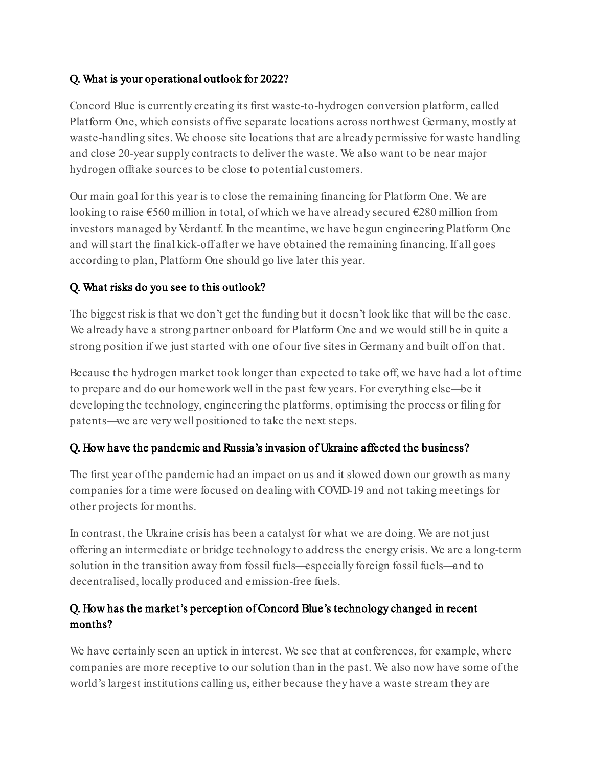**Q. What is your operational outlook for 2022?**

Concord Blue is currently creating its first waste-to-hydrogen conversion platform, called Platform One, which consists of five separate locations across northwest Germany, mostly at waste-handling sites. We choose site locations that are already permissive for waste handling and close 20-year supply contracts to deliver the waste. We also want to be near major hydrogen offtake sources to be close to potential customers.

Our main goal for this year is to close the remaining financing for Platform One. We are looking to raise €560 million in total, of which we have already secured €280 million from investors managed by Verdantf. In the meantime, we have begun engineering Platform One and will start the final kick-off after we have obtained the remaining financing. If all goes according to plan, Platform One should go live later this year.

**Q. What risks do you see to this outlook?**

The biggest risk is that we don't get the funding but it doesn't look like that will be the case. We already have a strong partner onboard for Platform One and we would still be in quite a strong position if we just started with one of our five sites in Germany and built off on that.

Because the hydrogen market took longer than expected to take off, we have had a lot of time to prepare and do our homework well in the past few years. For everything else—be it developing the technology, engineering the platforms, optimising the process or filing for patents—we are very well positioned to take the next steps.

**Q. How have the pandemic and Russia's invasion of Ukraine affected the business?**

The first year of the pandemic had an impact on us and it slowed down our growth as many companies for a time were focused on dealing with COVID-19 and not taking meetings for other projects for months.

In contrast, the Ukraine crisis has been a catalyst for what we are doing. We are not just offering an intermediate or bridge technology to address the energy crisis. We are a long-term solution in the transition away from fossil fuels—especially foreign fossil fuels—and to decentralised, locally produced and emission-free fuels.

**Q. How has the market's perception of Concord Blue's technology changed in recent months?**

We have certainly seen an uptick in interest. We see that at conferences, for example, where companies are more receptive to our solution than in the past. We also now have some of the world's largest institutions calling us, either because they have a waste stream they are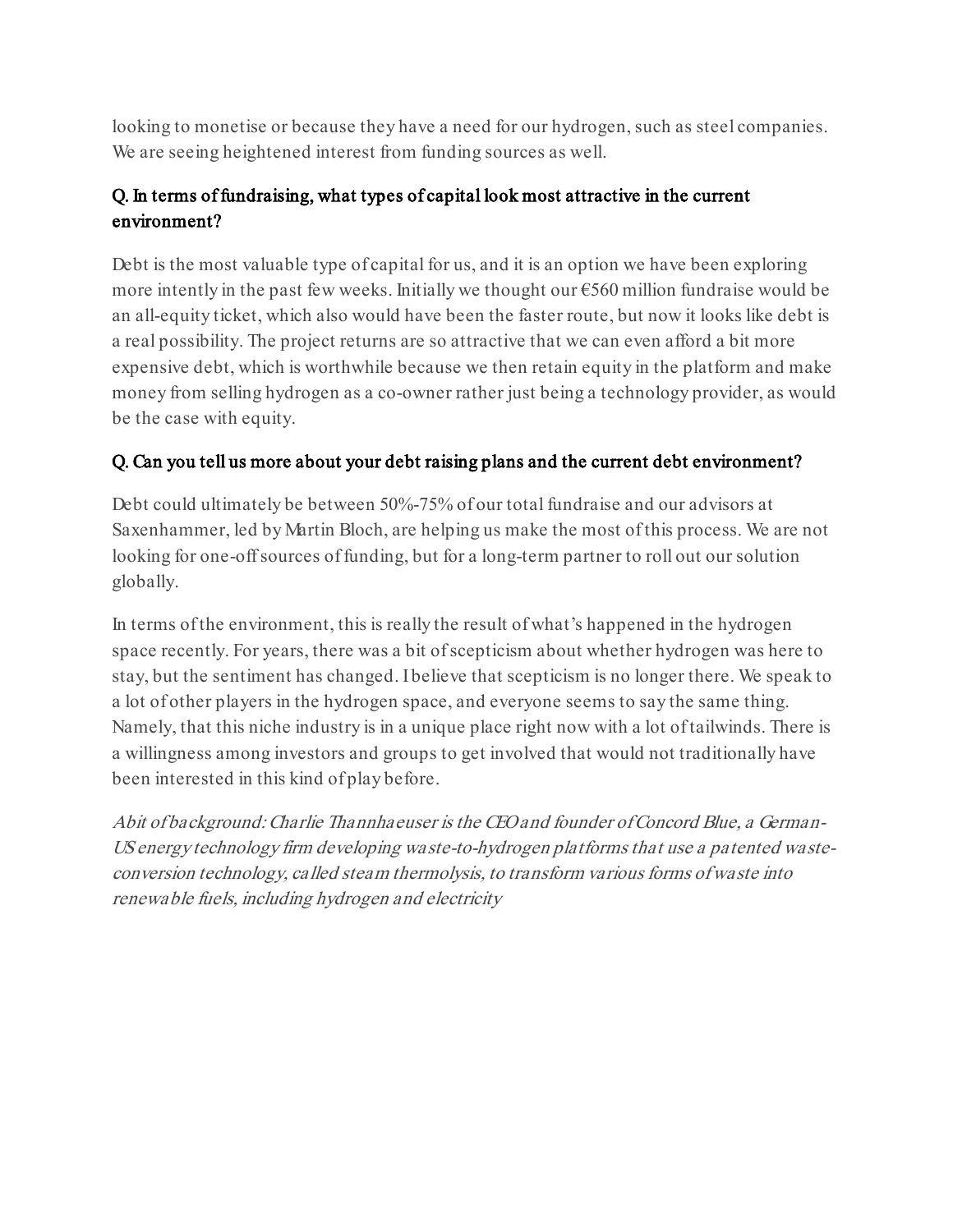looking to monetise or because they have a need for our hydrogen, such as steel companies. We are seeing heightened interest from funding sources as well.

### Q. In terms of fundraising, what types of capital look most attractive in the current environment?

Debt is the most valuable type of capital for us, and it is an option we have been exploring more intently in the past few weeks. Initially we thought our €560 million fundraise would be an all-equity ticket, which also would have been the faster route, but now it looks like debt is a real possibility. The project returns are so attractive that we can even afford a bit more expensive debt, which is worthwhile because we then retain equity in the platform and make money from selling hydrogen as a co-owner rather just being a technology provider, as would be the case with equity.

### Q. Can you tell us more about your debt raising plans and the current debt environment?

Debt could ultimately be between 50%-75% of our total fundraise and our advisors at Saxenhammer, led by Martin Bloch, are helping us make the most of this process. We are not looking for one-off sources of funding, but for a long-term partner to roll out our solution globally.

In terms of the environment, this is really the result of what's happened in the hydrogen space recently. For years, there was a bit of scepticism about whether hydrogen was here to stay, but the sentiment has changed. I believe that scepticism is no longer there. We speak to a lot of other players in the hydrogen space, and everyone seems to say the same thing. Namely, that this niche industry is in a unique place right now with a lot of tailwinds. There is a willingness among investors and groups to get involved that would not traditionally have been interested in this kind of play before.

*A bit of background: Charlie Thannhaeuser is the CEO and founder of Concord Blue, a German-US energy technology firm developing waste-to-hydrogen platforms that use a patented waste-conversion technology, called steam thermolysis, to transform various forms of waste into renewable fuels, including hydrogen and electricity*